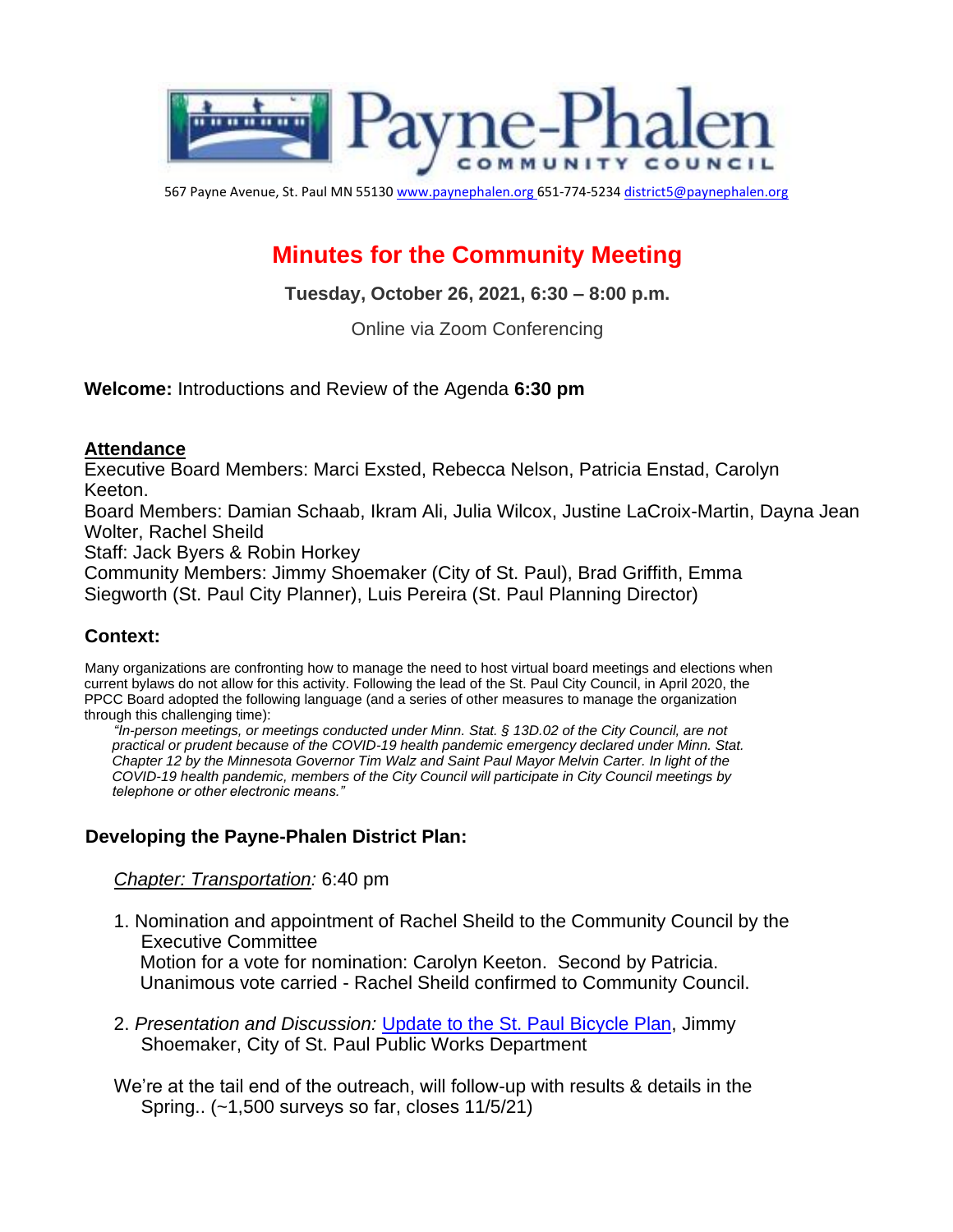Payne-Phalen COMMUNITY COUNCIL

567 Payne Avenue, St. Paul MN 55130 [www.paynephalen.org](http://www.paynephalen.org) 651-774-5234 [district5@paynephalen.org](mailto:district5@paynephalen.org)

# Minutes for the Community Meeting

**Tuesday, October 26, 2021, 6:30 – 8:00 p.m.**

Online via Zoom Conferencing

**Welcome:** Introductions and Review of the Agenda **6:30 pm**

## Attendance

Executive Board Members: Marci Exsted, Rebecca Nelson, Patricia Enstad, Carolyn Keeton.
Board Members: Damian Schaab, Ikram Ali, Julia Wilcox, Justine LaCroix-Martin, Dayna Jean Wolter, Rachel Sheild
Staff: Jack Byers & Robin Horkey
Community Members: Jimmy Shoemaker (City of St. Paul), Brad Griffith, Emma Siegworth (St. Paul City Planner), Luis Pereira (St. Paul Planning Director)

## Context:

Many organizations are confronting how to manage the need to host virtual board meetings and elections when current bylaws do not allow for this activity. Following the lead of the St. Paul City Council, in April 2020, the PPCC Board adopted the following language (and a series of other measures to manage the organization through this challenging time):

> *"In-person meetings, or meetings conducted under Minn. Stat. § 13D.02 of the City Council, are not practical or prudent because of the COVID-19 health pandemic emergency declared under Minn. Stat. Chapter 12 by the Minnesota Governor Tim Walz and Saint Paul Mayor Melvin Carter. In light of the COVID-19 health pandemic, members of the City Council will participate in City Council meetings by telephone or other electronic means."*

## Developing the Payne-Phalen District Plan:

*Chapter: Transportation:* 6:40 pm

1. Nomination and appointment of Rachel Sheild to the Community Council by the Executive Committee
   Motion for a vote for nomination: Carolyn Keeton. Second by Patricia.
   Unanimous vote carried - Rachel Sheild confirmed to Community Council.

2. *Presentation and Discussion:* Update to the St. Paul Bicycle Plan, Jimmy Shoemaker, City of St. Paul Public Works Department

We're at the tail end of the outreach, will follow-up with results & details in the Spring.. (~1,500 surveys so far, closes 11/5/21)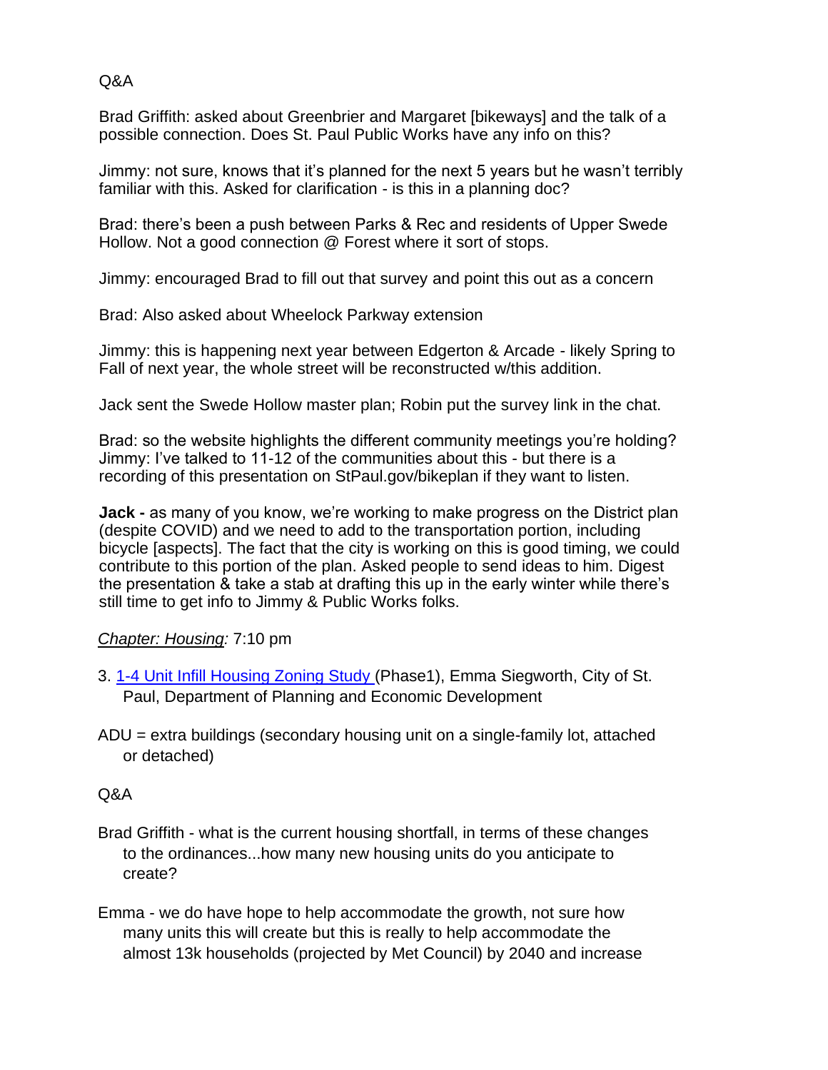Q&A

Brad Griffith: asked about Greenbrier and Margaret [bikeways] and the talk of a possible connection. Does St. Paul Public Works have any info on this?

Jimmy: not sure, knows that it's planned for the next 5 years but he wasn't terribly familiar with this. Asked for clarification - is this in a planning doc?

Brad: there's been a push between Parks & Rec and residents of Upper Swede Hollow. Not a good connection @ Forest where it sort of stops.

Jimmy: encouraged Brad to fill out that survey and point this out as a concern

Brad: Also asked about Wheelock Parkway extension

Jimmy: this is happening next year between Edgerton & Arcade - likely Spring to Fall of next year, the whole street will be reconstructed w/this addition.

Jack sent the Swede Hollow master plan; Robin put the survey link in the chat.

Brad: so the website highlights the different community meetings you're holding?
Jimmy: I've talked to 11-12 of the communities about this - but there is a recording of this presentation on StPaul.gov/bikeplan if they want to listen.

**Jack -** as many of you know, we're working to make progress on the District plan (despite COVID) and we need to add to the transportation portion, including bicycle [aspects]. The fact that the city is working on this is good timing, we could contribute to this portion of the plan. Asked people to send ideas to him. Digest the presentation & take a stab at drafting this up in the early winter while there's still time to get info to Jimmy & Public Works folks.

*Chapter: Housing:* 7:10 pm

3. 1-4 Unit Infill Housing Zoning Study (Phase1), Emma Siegworth, City of St. Paul, Department of Planning and Economic Development

ADU = extra buildings (secondary housing unit on a single-family lot, attached or detached)

Q&A

Brad Griffith - what is the current housing shortfall, in terms of these changes to the ordinances...how many new housing units do you anticipate to create?

Emma - we do have hope to help accommodate the growth, not sure how many units this will create but this is really to help accommodate the almost 13k households (projected by Met Council) by 2040 and increase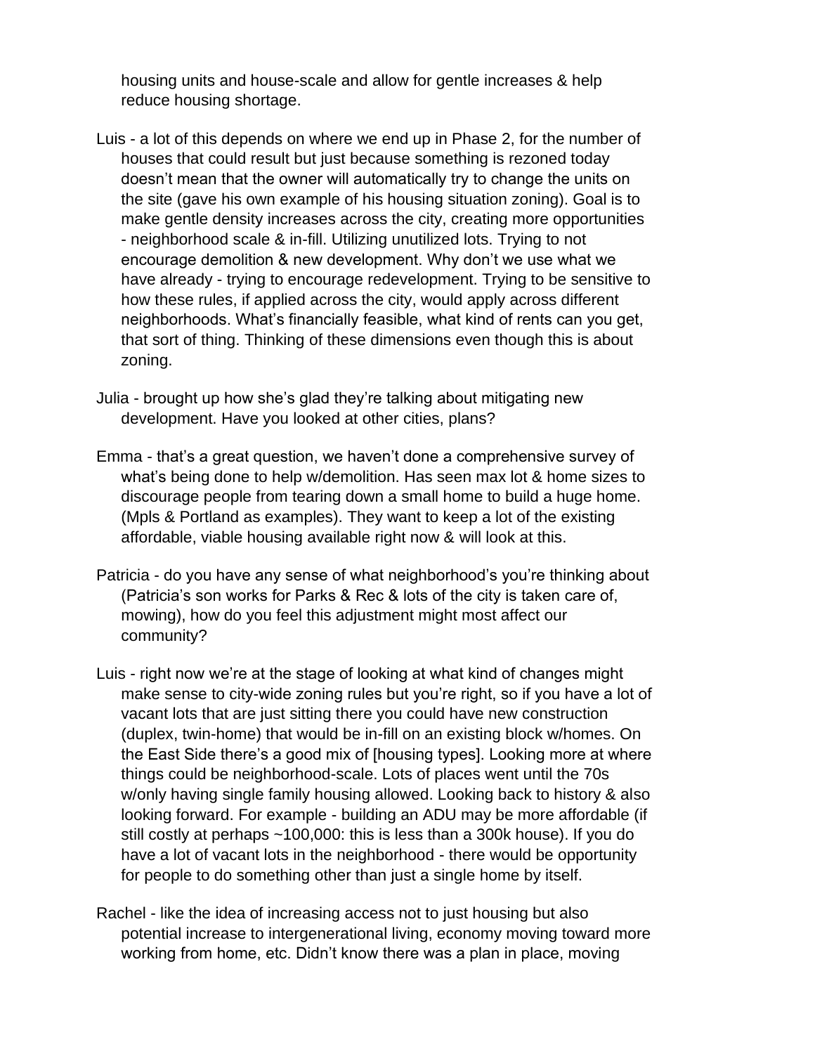housing units and house-scale and allow for gentle increases & help reduce housing shortage.

Luis - a lot of this depends on where we end up in Phase 2, for the number of houses that could result but just because something is rezoned today doesn't mean that the owner will automatically try to change the units on the site (gave his own example of his housing situation zoning). Goal is to make gentle density increases across the city, creating more opportunities - neighborhood scale & in-fill. Utilizing unutilized lots. Trying to not encourage demolition & new development. Why don't we use what we have already - trying to encourage redevelopment. Trying to be sensitive to how these rules, if applied across the city, would apply across different neighborhoods. What's financially feasible, what kind of rents can you get, that sort of thing. Thinking of these dimensions even though this is about zoning.

Julia - brought up how she's glad they're talking about mitigating new development. Have you looked at other cities, plans?

Emma - that's a great question, we haven't done a comprehensive survey of what's being done to help w/demolition. Has seen max lot & home sizes to discourage people from tearing down a small home to build a huge home. (Mpls & Portland as examples). They want to keep a lot of the existing affordable, viable housing available right now & will look at this.

Patricia - do you have any sense of what neighborhood's you're thinking about (Patricia's son works for Parks & Rec & lots of the city is taken care of, mowing), how do you feel this adjustment might most affect our community?

Luis - right now we're at the stage of looking at what kind of changes might make sense to city-wide zoning rules but you're right, so if you have a lot of vacant lots that are just sitting there you could have new construction (duplex, twin-home) that would be in-fill on an existing block w/homes. On the East Side there's a good mix of [housing types]. Looking more at where things could be neighborhood-scale. Lots of places went until the 70s w/only having single family housing allowed. Looking back to history & also looking forward. For example - building an ADU may be more affordable (if still costly at perhaps ~100,000: this is less than a 300k house). If you do have a lot of vacant lots in the neighborhood - there would be opportunity for people to do something other than just a single home by itself.

Rachel - like the idea of increasing access not to just housing but also potential increase to intergenerational living, economy moving toward more working from home, etc. Didn't know there was a plan in place, moving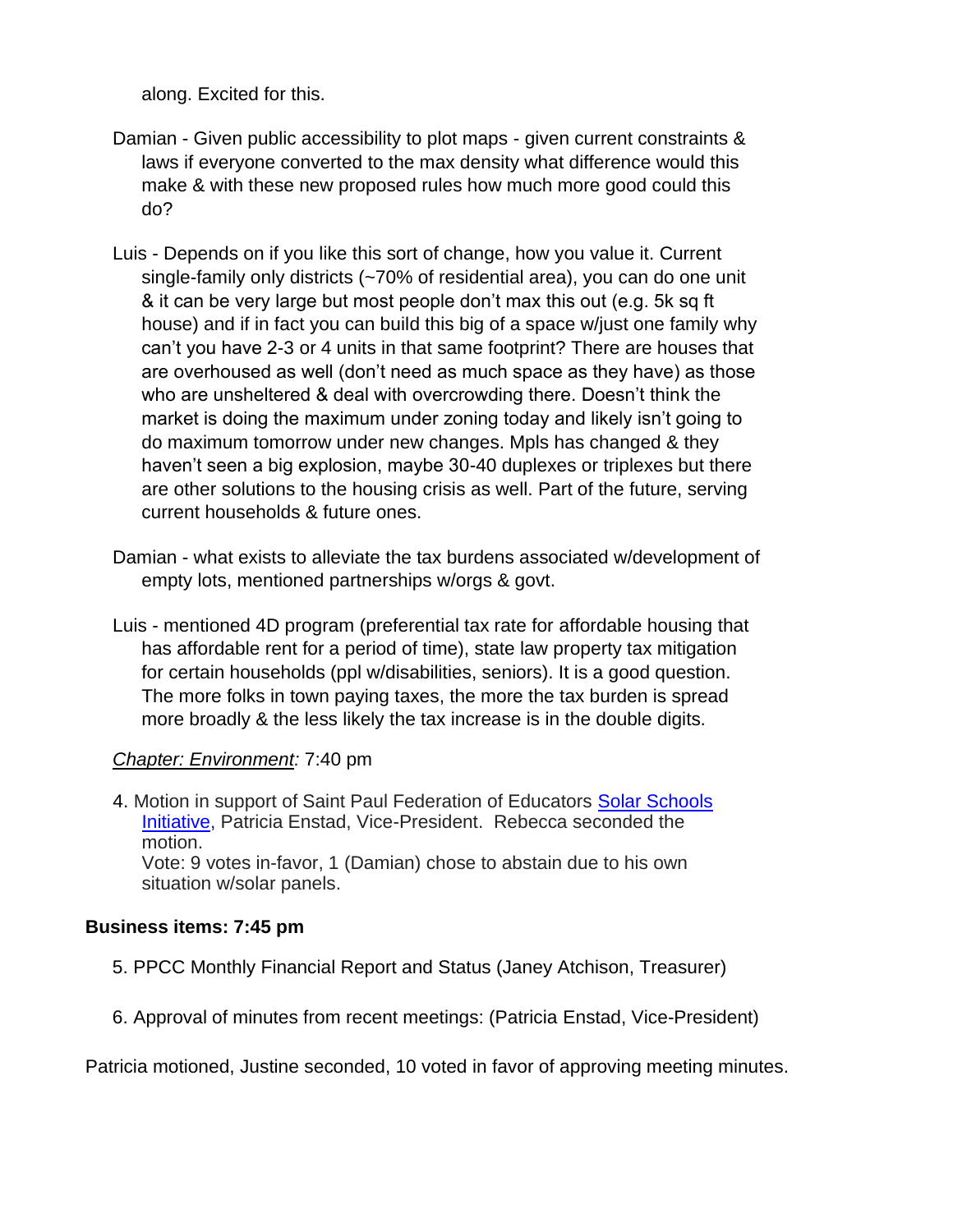along. Excited for this.

Damian - Given public accessibility to plot maps - given current constraints & laws if everyone converted to the max density what difference would this make & with these new proposed rules how much more good could this do?

Luis - Depends on if you like this sort of change, how you value it. Current single-family only districts (~70% of residential area), you can do one unit & it can be very large but most people don't max this out (e.g. 5k sq ft house) and if in fact you can build this big of a space w/just one family why can't you have 2-3 or 4 units in that same footprint? There are houses that are overhoused as well (don't need as much space as they have) as those who are unsheltered & deal with overcrowding there. Doesn't think the market is doing the maximum under zoning today and likely isn't going to do maximum tomorrow under new changes. Mpls has changed & they haven't seen a big explosion, maybe 30-40 duplexes or triplexes but there are other solutions to the housing crisis as well. Part of the future, serving current households & future ones.

Damian - what exists to alleviate the tax burdens associated w/development of empty lots, mentioned partnerships w/orgs & govt.

Luis - mentioned 4D program (preferential tax rate for affordable housing that has affordable rent for a period of time), state law property tax mitigation for certain households (ppl w/disabilities, seniors). It is a good question. The more folks in town paying taxes, the more the tax burden is spread more broadly & the less likely the tax increase is in the double digits.

*Chapter: Environment:* 7:40 pm

4. Motion in support of Saint Paul Federation of Educators Solar Schools Initiative, Patricia Enstad, Vice-President. Rebecca seconded the motion.
   Vote: 9 votes in-favor, 1 (Damian) chose to abstain due to his own situation w/solar panels.

**Business items: 7:45 pm**

5. PPCC Monthly Financial Report and Status (Janey Atchison, Treasurer)

6. Approval of minutes from recent meetings: (Patricia Enstad, Vice-President)

Patricia motioned, Justine seconded, 10 voted in favor of approving meeting minutes.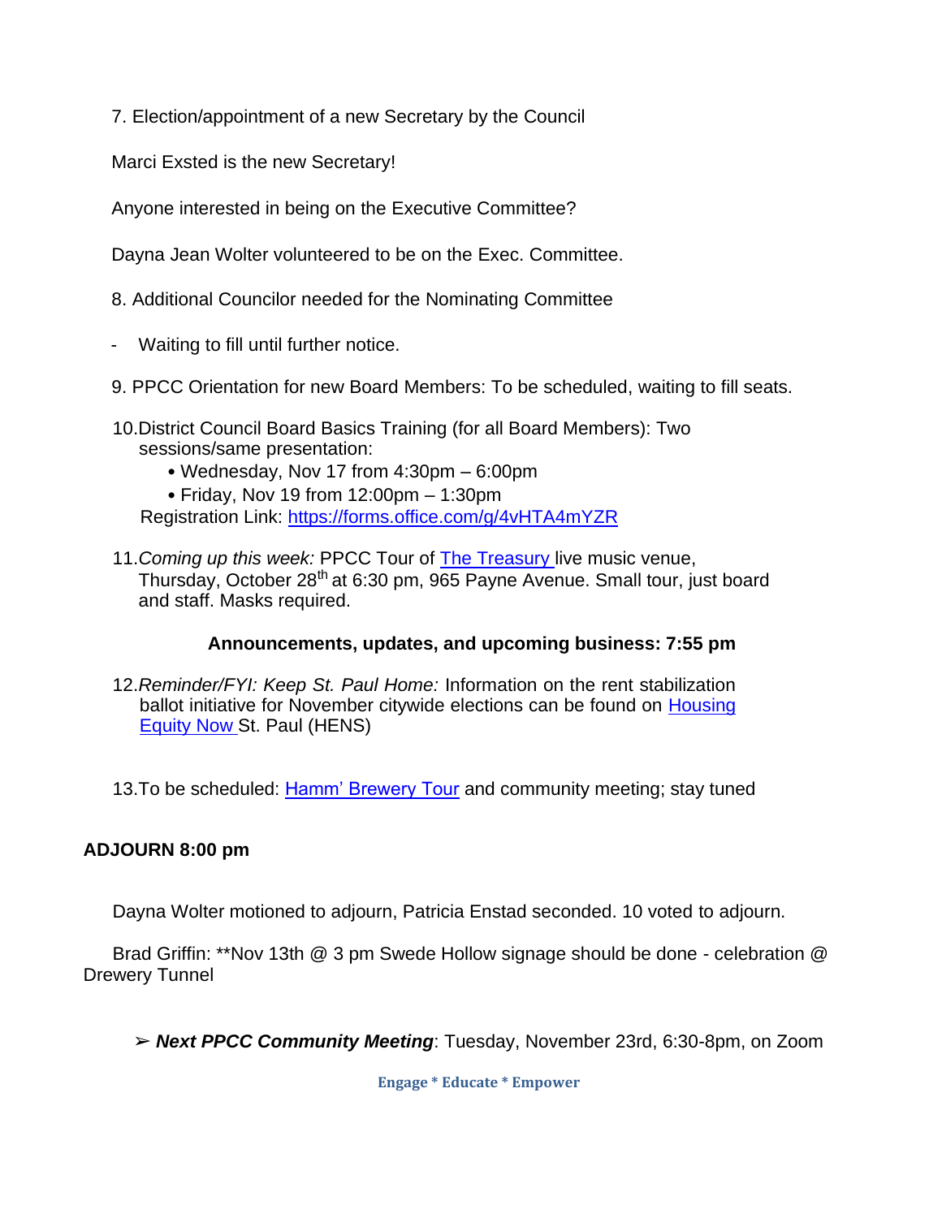7. Election/appointment of a new Secretary by the Council

Marci Exsted is the new Secretary!

Anyone interested in being on the Executive Committee?

Dayna Jean Wolter volunteered to be on the Exec. Committee.

8. Additional Councilor needed for the Nominating Committee

- Waiting to fill until further notice.

9. PPCC Orientation for new Board Members: To be scheduled, waiting to fill seats.

10. District Council Board Basics Training (for all Board Members): Two sessions/same presentation:
    - Wednesday, Nov 17 from 4:30pm – 6:00pm
    - Friday, Nov 19 from 12:00pm – 1:30pm

    Registration Link: https://forms.office.com/g/4vHTA4mYZR

11. *Coming up this week:* PPCC Tour of The Treasury live music venue, Thursday, October 28th at 6:30 pm, 965 Payne Avenue. Small tour, just board and staff. Masks required.

**Announcements, updates, and upcoming business: 7:55 pm**

12. *Reminder/FYI: Keep St. Paul Home:* Information on the rent stabilization ballot initiative for November citywide elections can be found on Housing Equity Now St. Paul (HENS)

13. To be scheduled: Hamm' Brewery Tour and community meeting; stay tuned

**ADJOURN 8:00 pm**

Dayna Wolter motioned to adjourn, Patricia Enstad seconded. 10 voted to adjourn.

Brad Griffin: **Nov 13th @ 3 pm Swede Hollow signage should be done - celebration @ Drewery Tunnel

➢ ***Next PPCC Community Meeting***: Tuesday, November 23rd, 6:30-8pm, on Zoom

**Engage * Educate * Empower**